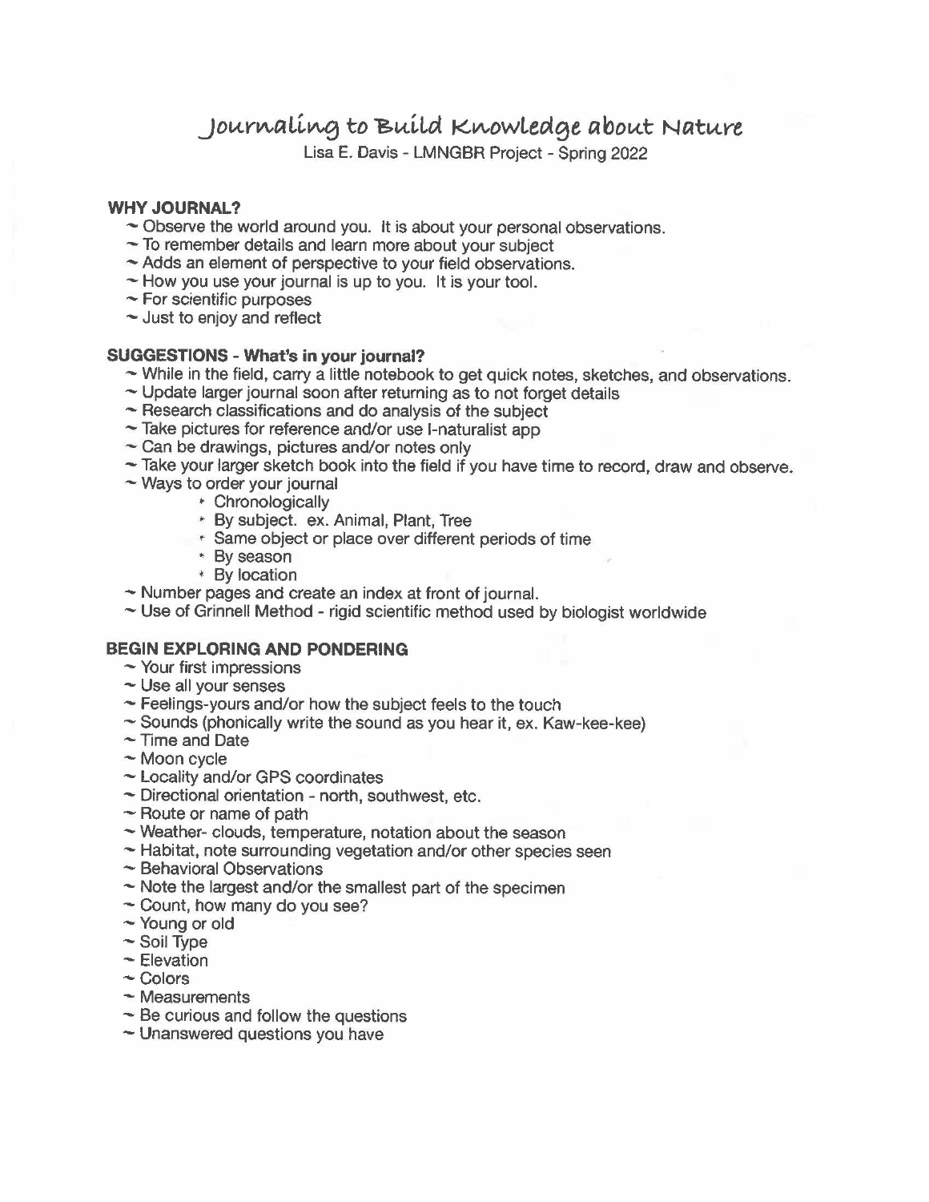# Journaling to Build Knowledge about Nature

Lisa E. Davis - LMNGBR Project - Spring 2022

## WHY JOURNAL?

~ Observe the world around you. It is about your personal observations.
~ To remember details and learn more about your subject
~ Adds an element of perspective to your field observations.
~ How you use your journal is up to you. It is your tool.
~ For scientific purposes
~ Just to enjoy and reflect

## SUGGESTIONS - What's in your journal?

~ While in the field, carry a little notebook to get quick notes, sketches, and observations.
~ Update larger journal soon after returning as to not forget details
~ Research classifications and do analysis of the subject
~ Take pictures for reference and/or use I-naturalist app
~ Can be drawings, pictures and/or notes only
~ Take your larger sketch book into the field if you have time to record, draw and observe.
~ Ways to order your journal

- Chronologically
- By subject. ex. Animal, Plant, Tree
- Same object or place over different periods of time
- By season
- By location

~ Number pages and create an index at front of journal.
~ Use of Grinnell Method - rigid scientific method used by biologist worldwide

## BEGIN EXPLORING AND PONDERING

~ Your first impressions
~ Use all your senses
~ Feelings-yours and/or how the subject feels to the touch
~ Sounds (phonically write the sound as you hear it, ex. Kaw-kee-kee)
~ Time and Date
~ Moon cycle
~ Locality and/or GPS coordinates
~ Directional orientation - north, southwest, etc.
~ Route or name of path
~ Weather- clouds, temperature, notation about the season
~ Habitat, note surrounding vegetation and/or other species seen
~ Behavioral Observations
~ Note the largest and/or the smallest part of the specimen
~ Count, how many do you see?
~ Young or old
~ Soil Type
~ Elevation
~ Colors
~ Measurements
~ Be curious and follow the questions
~ Unanswered questions you have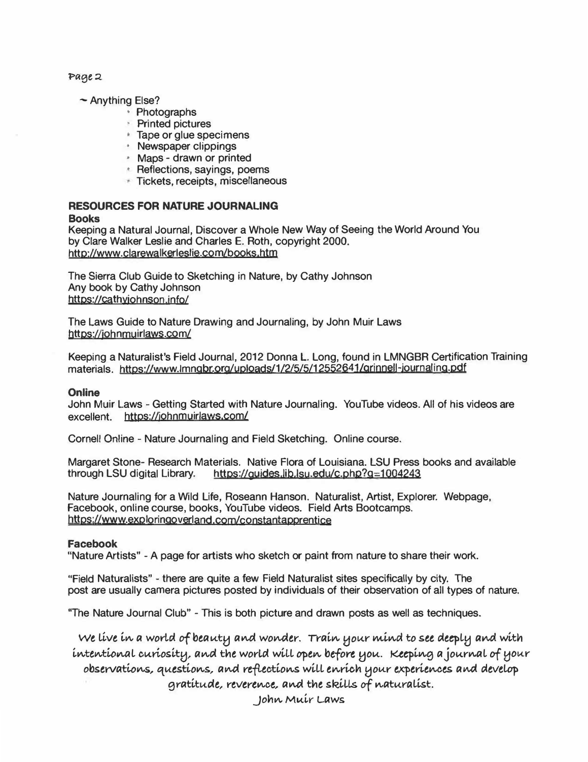~ Anything Else?

- Photographs
- Printed pictures
- Tape or glue specimens
- Newspaper clippings
- Maps - drawn or printed
- Reflections, sayings, poems
- Tickets, receipts, miscellaneous

## RESOURCES FOR NATURE JOURNALING

### Books

Keeping a Natural Journal, Discover a Whole New Way of Seeing the World Around You by Clare Walker Leslie and Charles E. Roth, copyright 2000.
http://www.clarewalkerleslie.com/books.htm

The Sierra Club Guide to Sketching in Nature, by Cathy Johnson
Any book by Cathy Johnson
https://cathyjohnson.info/

The Laws Guide to Nature Drawing and Journaling, by John Muir Laws
https://johnmuirlaws.com/

Keeping a Naturalist's Field Journal, 2012 Donna L. Long, found in LMNGBR Certification Training materials. https://www.lmngbr.org/uploads/1/2/5/5/12552641/grinnell-journaling.pdf

### Online

John Muir Laws - Getting Started with Nature Journaling. YouTube videos. All of his videos are excellent. https://johnmuirlaws.com/

Cornell Online - Nature Journaling and Field Sketching. Online course.

Margaret Stone- Research Materials. Native Flora of Louisiana. LSU Press books and available through LSU digital Library. https://guides.lib.lsu.edu/c.php?g=1004243

Nature Journaling for a Wild Life, Roseann Hanson. Naturalist, Artist, Explorer. Webpage, Facebook, online course, books, YouTube videos. Field Arts Bootcamps.
https://www.exploringoverland.com/constantapprentice

### Facebook

"Nature Artists" - A page for artists who sketch or paint from nature to share their work.

"Field Naturalists" - there are quite a few Field Naturalist sites specifically by city. The post are usually camera pictures posted by individuals of their observation of all types of nature.

"The Nature Journal Club" - This is both picture and drawn posts as well as techniques.

*We live in a world of beauty and wonder. Train your mind to see deeply and with intentional curiosity, and the world will open before you. Keeping a journal of your observations, questions, and reflections will enrich your experiences and develop gratitude, reverence, and the skills of naturalist.*

*John Muir Laws*